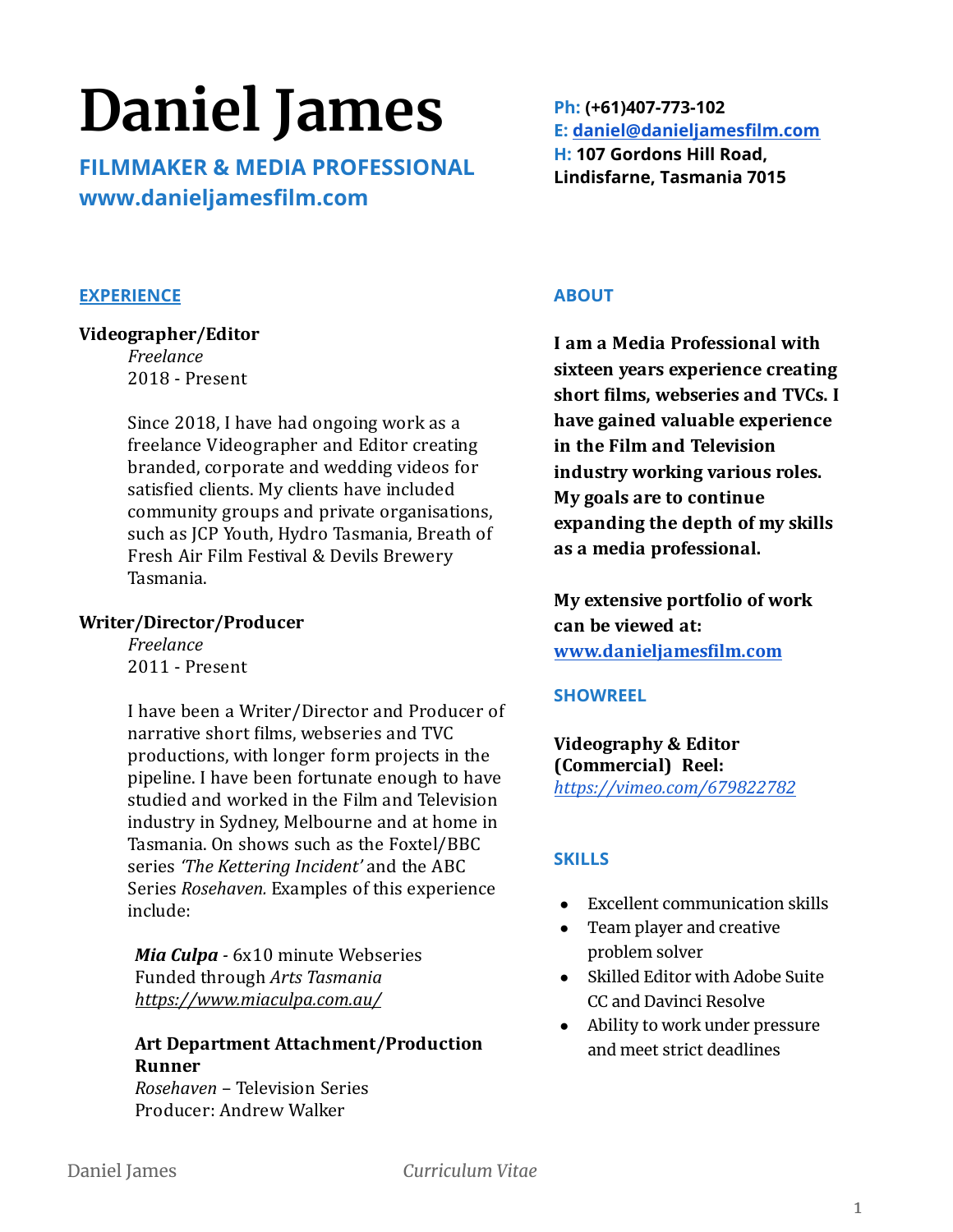# Daniel James

**FILMMAKER & MEDIA PROFESSIONAL**
**www.danieljamesfilm.com**

**Ph:** (+61)407-773-102
**E:** daniel@danieljamesfilm.com
**H:** 107 Gordons Hill Road, Lindisfarne, Tasmania 7015

## EXPERIENCE

**Videographer/Editor**
*Freelance*
2018 - Present

Since 2018, I have had ongoing work as a freelance Videographer and Editor creating branded, corporate and wedding videos for satisfied clients. My clients have included community groups and private organisations, such as JCP Youth, Hydro Tasmania, Breath of Fresh Air Film Festival & Devils Brewery Tasmania.

**Writer/Director/Producer**
*Freelance*
2011 - Present

I have been a Writer/Director and Producer of narrative short films, webseries and TVC productions, with longer form projects in the pipeline. I have been fortunate enough to have studied and worked in the Film and Television industry in Sydney, Melbourne and at home in Tasmania. On shows such as the Foxtel/BBC series *'The Kettering Incident'* and the ABC Series *Rosehaven.* Examples of this experience include:

***Mia Culpa*** - 6x10 minute Webseries
Funded through *Arts Tasmania*
*https://www.miaculpa.com.au/*

**Art Department Attachment/Production Runner**
*Rosehaven* – Television Series
Producer: Andrew Walker

## ABOUT

**I am a Media Professional with sixteen years experience creating short films, webseries and TVCs. I have gained valuable experience in the Film and Television industry working various roles. My goals are to continue expanding the depth of my skills as a media professional.**

**My extensive portfolio of work can be viewed at: www.danieljamesfilm.com**

## SHOWREEL

**Videography & Editor (Commercial) Reel:**
*https://vimeo.com/679822782*

## SKILLS

- Excellent communication skills
- Team player and creative problem solver
- Skilled Editor with Adobe Suite CC and Davinci Resolve
- Ability to work under pressure and meet strict deadlines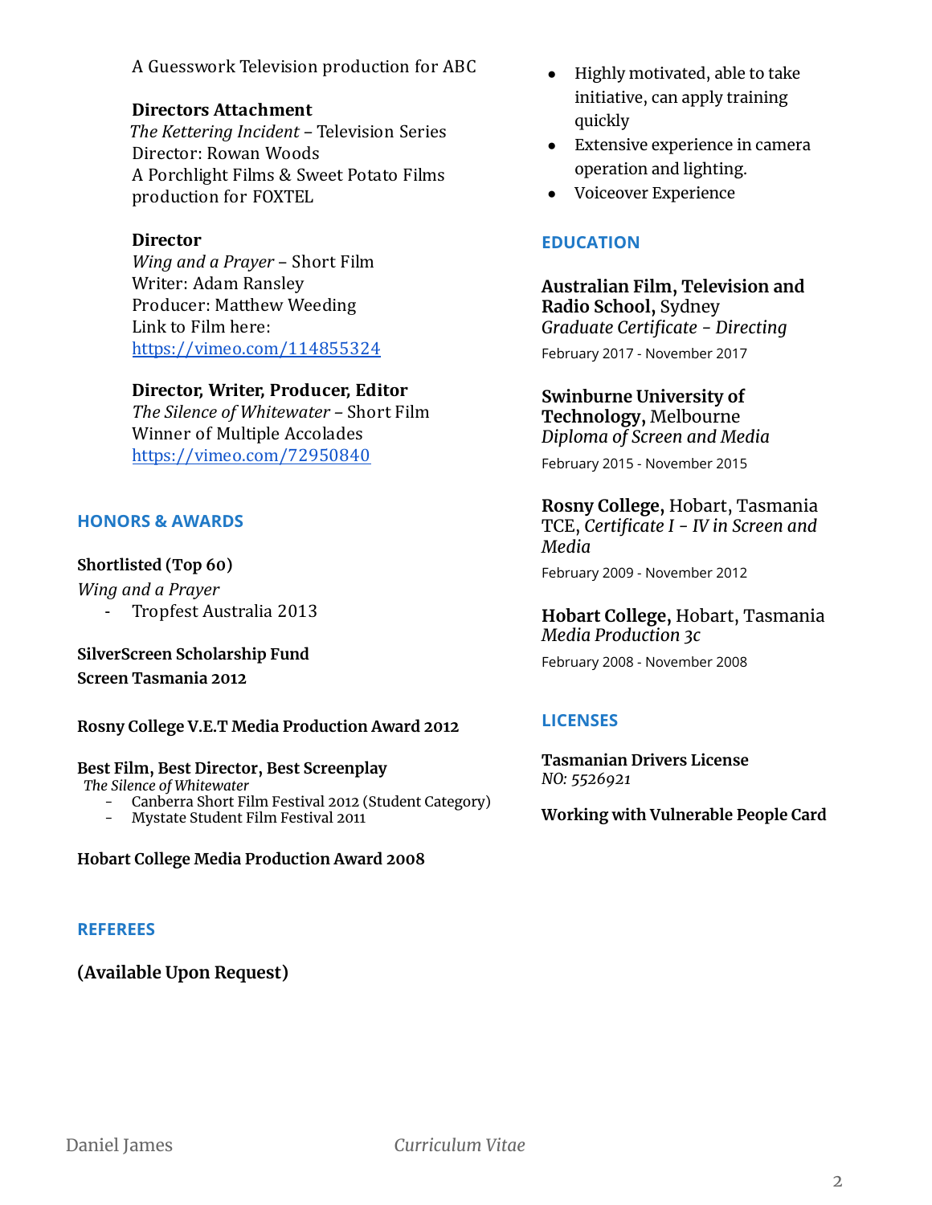A Guesswork Television production for ABC

**Directors Attachment**
*The Kettering Incident* – Television Series
Director: Rowan Woods
A Porchlight Films & Sweet Potato Films production for FOXTEL

**Director**
*Wing and a Prayer* – Short Film
Writer: Adam Ransley
Producer: Matthew Weeding
Link to Film here:
https://vimeo.com/114855324

**Director, Writer, Producer, Editor**
*The Silence of Whitewater* – Short Film
Winner of Multiple Accolades
https://vimeo.com/72950840

## HONORS & AWARDS

**Shortlisted (Top 60)**
*Wing and a Prayer*

- Tropfest Australia 2013

**SilverScreen Scholarship Fund**
**Screen Tasmania 2012**

**Rosny College V.E.T Media Production Award 2012**

**Best Film, Best Director, Best Screenplay**
*The Silence of Whitewater*

- Canberra Short Film Festival 2012 (Student Category)
- Mystate Student Film Festival 2011

**Hobart College Media Production Award 2008**

## REFEREES

**(Available Upon Request)**

- Highly motivated, able to take initiative, can apply training quickly
- Extensive experience in camera operation and lighting.
- Voiceover Experience

## EDUCATION

**Australian Film, Television and Radio School,** Sydney
*Graduate Certificate - Directing*
February 2017 - November 2017

**Swinburne University of Technology,** Melbourne
*Diploma of Screen and Media*
February 2015 - November 2015

**Rosny College,** Hobart, Tasmania
TCE, *Certificate I - IV in Screen and Media*
February 2009 - November 2012

**Hobart College,** Hobart, Tasmania
*Media Production 3c*
February 2008 - November 2008

## LICENSES

**Tasmanian Drivers License**
*NO: 5526921*

**Working with Vulnerable People Card**